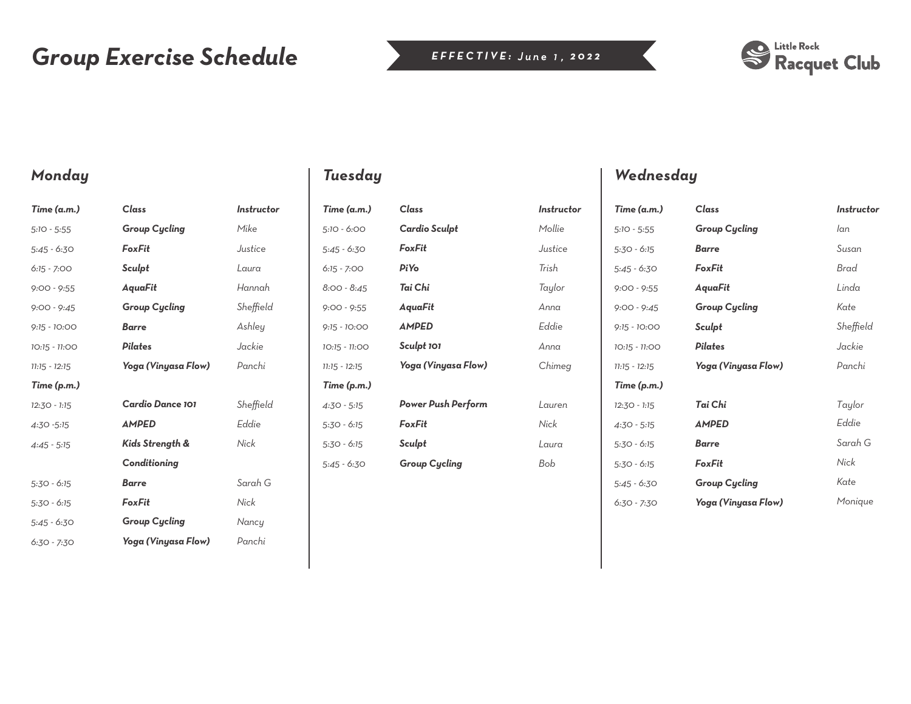# *Group Exercise Schedule*

***EFFECTIVE: June 1, 2022***

Little Rock Racquet Club

## *Monday*

| *Time (a.m.)* | *Class* | *Instructor* |
|---|---|---|
| *5:10 - 5:55* | ***Group Cycling*** | *Mike* |
| *5:45 - 6:30* | ***FoxFit*** | *Justice* |
| *6:15 - 7:00* | ***Sculpt*** | *Laura* |
| *9:00 - 9:55* | ***AquaFit*** | *Hannah* |
| *9:00 - 9:45* | ***Group Cycling*** | *Sheffield* |
| *9:15 - 10:00* | ***Barre*** | *Ashley* |
| *10:15 - 11:00* | ***Pilates*** | *Jackie* |
| *11:15 - 12:15* | ***Yoga (Vinyasa Flow)*** | *Panchi* |
| ***Time (p.m.)*** | | |
| *12:30 - 1:15* | ***Cardio Dance 101*** | *Sheffield* |
| *4:30 -5:15* | ***AMPED*** | *Eddie* |
| *4:45 - 5:15* | ***Kids Strength & Conditioning*** | *Nick* |
| *5:30 - 6:15* | ***Barre*** | *Sarah G* |
| *5:30 - 6:15* | ***FoxFit*** | *Nick* |
| *5:45 - 6:30* | ***Group Cycling*** | *Nancy* |
| *6:30 - 7:30* | ***Yoga (Vinyasa Flow)*** | *Panchi* |

## *Tuesday*

| *Time (a.m.)* | *Class* | *Instructor* |
|---|---|---|
| *5:10 - 6:00* | ***Cardio Sculpt*** | *Mollie* |
| *5:45 - 6:30* | ***FoxFit*** | *Justice* |
| *6:15 - 7:00* | ***PiYo*** | *Trish* |
| *8:00 - 8:45* | ***Tai Chi*** | *Taylor* |
| *9:00 - 9:55* | ***AquaFit*** | *Anna* |
| *9:15 - 10:00* | ***AMPED*** | *Eddie* |
| *10:15 - 11:00* | ***Sculpt 101*** | *Anna* |
| *11:15 - 12:15* | ***Yoga (Vinyasa Flow)*** | *Chimeg* |
| ***Time (p.m.)*** | | |
| *4:30 - 5:15* | ***Power Push Perform*** | *Lauren* |
| *5:30 - 6:15* | ***FoxFit*** | *Nick* |
| *5:30 - 6:15* | ***Sculpt*** | *Laura* |
| *5:45 - 6:30* | ***Group Cycling*** | *Bob* |

## *Wednesday*

| *Time (a.m.)* | *Class* | *Instructor* |
|---|---|---|
| *5:10 - 5:55* | ***Group Cycling*** | *Ian* |
| *5:30 - 6:15* | ***Barre*** | *Susan* |
| *5:45 - 6:30* | ***FoxFit*** | *Brad* |
| *9:00 - 9:55* | ***AquaFit*** | *Linda* |
| *9:00 - 9:45* | ***Group Cycling*** | *Kate* |
| *9:15 - 10:00* | ***Sculpt*** | *Sheffield* |
| *10:15 - 11:00* | ***Pilates*** | *Jackie* |
| *11:15 - 12:15* | ***Yoga (Vinyasa Flow)*** | *Panchi* |
| ***Time (p.m.)*** | | |
| *12:30 - 1:15* | ***Tai Chi*** | *Taylor* |
| *4:30 - 5:15* | ***AMPED*** | *Eddie* |
| *5:30 - 6:15* | ***Barre*** | *Sarah G* |
| *5:30 - 6:15* | ***FoxFit*** | *Nick* |
| *5:45 - 6:30* | ***Group Cycling*** | *Kate* |
| *6:30 - 7:30* | ***Yoga (Vinyasa Flow)*** | *Monique* |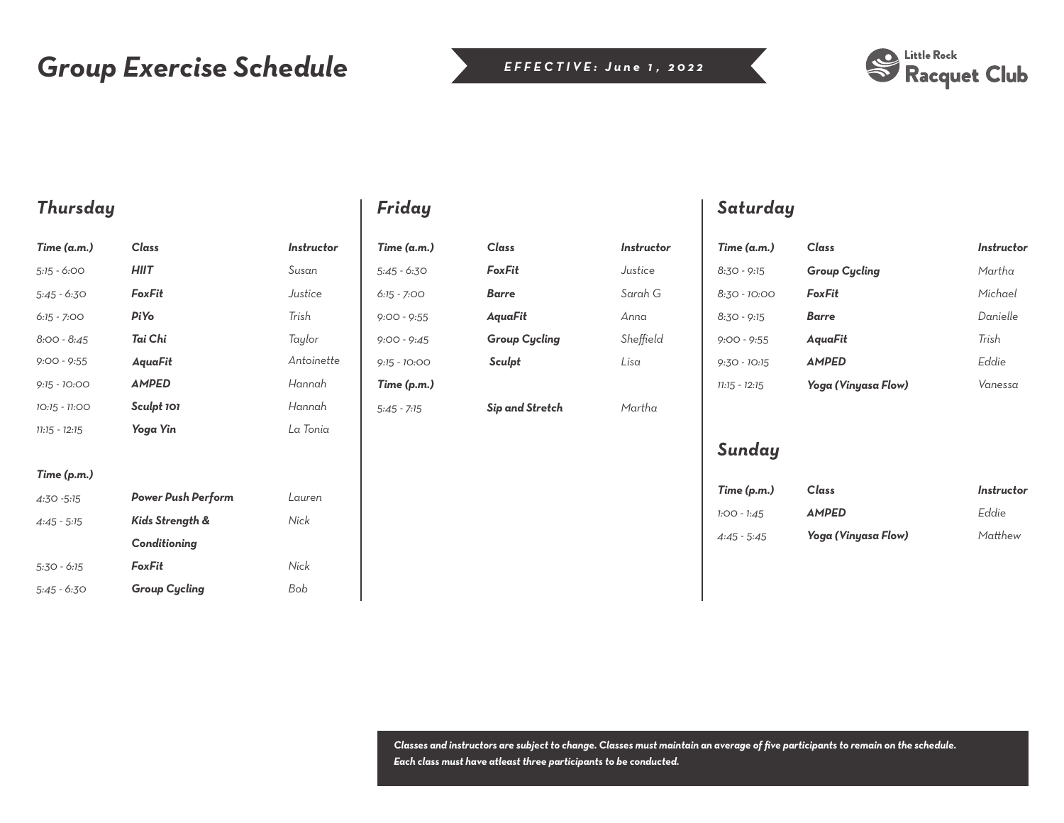# Group Exercise Schedule

***EFFECTIVE: June 1, 2022***

Little Rock Racquet Club

## Thursday

| Time (a.m.) | Class | Instructor |
|---|---|---|
| 5:15 - 6:00 | **HIIT** | Susan |
| 5:45 - 6:30 | **FoxFit** | Justice |
| 6:15 - 7:00 | **PiYo** | Trish |
| 8:00 - 8:45 | **Tai Chi** | Taylor |
| 9:00 - 9:55 | **AquaFit** | Antoinette |
| 9:15 - 10:00 | **AMPED** | Hannah |
| 10:15 - 11:00 | **Sculpt 101** | Hannah |
| 11:15 - 12:15 | **Yoga Yin** | La Tonia |
| ***Time (p.m.)*** | | |
| 4:30 -5:15 | **Power Push Perform** | Lauren |
| 4:45 - 5:15 | **Kids Strength & Conditioning** | Nick |
| 5:30 - 6:15 | **FoxFit** | Nick |
| 5:45 - 6:30 | **Group Cycling** | Bob |

## Friday

| Time (a.m.) | Class | Instructor |
|---|---|---|
| 5:45 - 6:30 | **FoxFit** | Justice |
| 6:15 - 7:00 | **Barre** | Sarah G |
| 9:00 - 9:55 | **AquaFit** | Anna |
| 9:00 - 9:45 | **Group Cycling** | Sheffield |
| 9:15 - 10:00 | **Sculpt** | Lisa |
| ***Time (p.m.)*** | | |
| 5:45 - 7:15 | **Sip and Stretch** | Martha |

## Saturday

| Time (a.m.) | Class | Instructor |
|---|---|---|
| 8:30 - 9:15 | **Group Cycling** | Martha |
| 8:30 - 10:00 | **FoxFit** | Michael |
| 8:30 - 9:15 | **Barre** | Danielle |
| 9:00 - 9:55 | **AquaFit** | Trish |
| 9:30 - 10:15 | **AMPED** | Eddie |
| 11:15 - 12:15 | **Yoga (Vinyasa Flow)** | Vanessa |

## Sunday

| Time (p.m.) | Class | Instructor |
|---|---|---|
| 1:00 - 1:45 | **AMPED** | Eddie |
| 4:45 - 5:45 | **Yoga (Vinyasa Flow)** | Matthew |

***Classes and instructors are subject to change. Classes must maintain an average of five participants to remain on the schedule. Each class must have atleast three participants to be conducted.***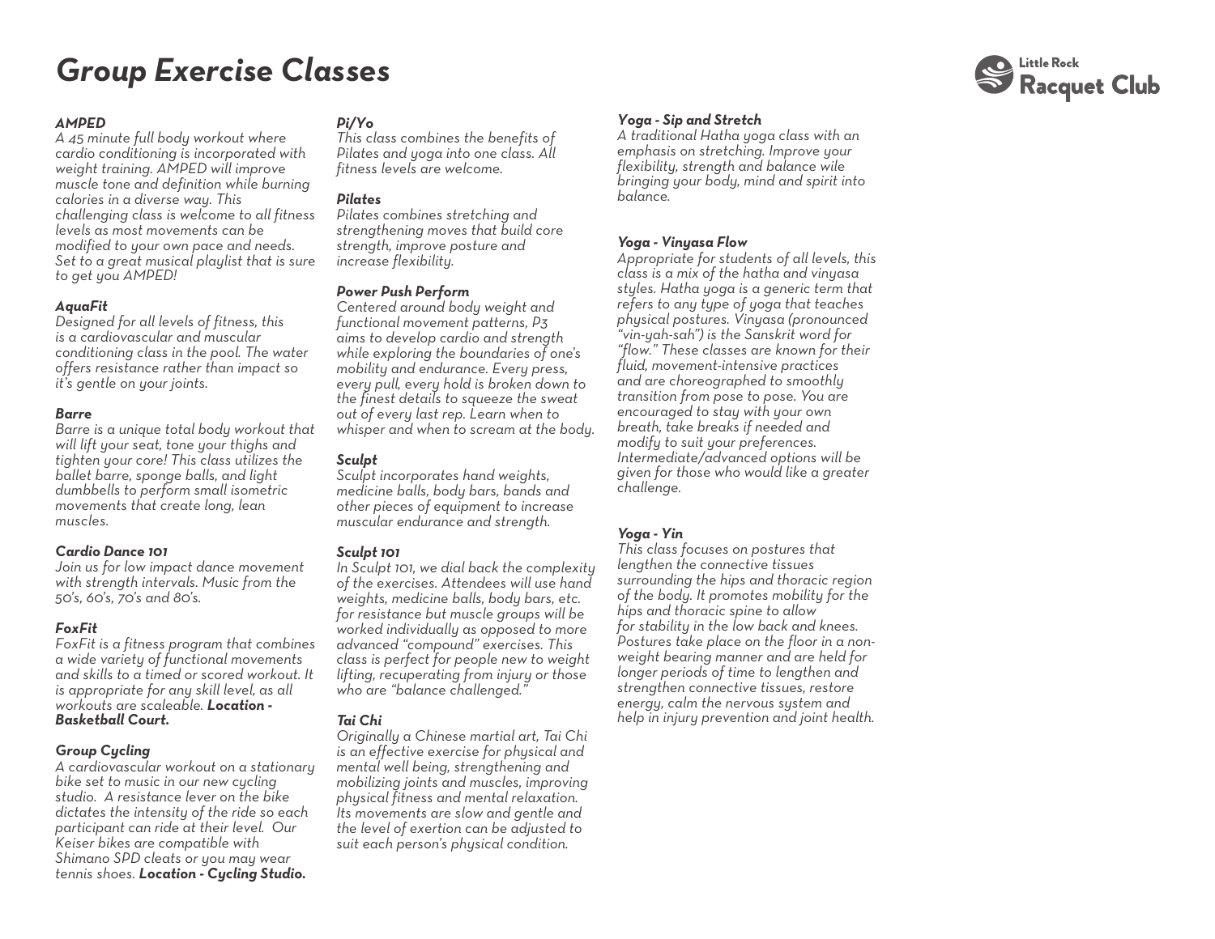# Group Exercise Classes

Little Rock Racquet Club

***AMPED***
*A 45 minute full body workout where cardio conditioning is incorporated with weight training. AMPED will improve muscle tone and definition while burning calories in a diverse way. This challenging class is welcome to all fitness levels as most movements can be modified to your own pace and needs. Set to a great musical playlist that is sure to get you AMPED!*

***AquaFit***
*Designed for all levels of fitness, this is a cardiovascular and muscular conditioning class in the pool. The water offers resistance rather than impact so it's gentle on your joints.*

***Barre***
*Barre is a unique total body workout that will lift your seat, tone your thighs and tighten your core! This class utilizes the ballet barre, sponge balls, and light dumbbells to perform small isometric movements that create long, lean muscles.*

***Cardio Dance 101***
*Join us for low impact dance movement with strength intervals. Music from the 50's, 60's, 70's and 80's.*

***FoxFit***
*FoxFit is a fitness program that combines a wide variety of functional movements and skills to a timed or scored workout. It is appropriate for any skill level, as all workouts are scaleable.* ***Location - Basketball Court.***

***Group Cycling***
*A cardiovascular workout on a stationary bike set to music in our new cycling studio. A resistance lever on the bike dictates the intensity of the ride so each participant can ride at their level. Our Keiser bikes are compatible with Shimano SPD cleats or you may wear tennis shoes.* ***Location - Cycling Studio.***

***Pi/Yo***
*This class combines the benefits of Pilates and yoga into one class. All fitness levels are welcome.*

***Pilates***
*Pilates combines stretching and strengthening moves that build core strength, improve posture and increase flexibility.*

***Power Push Perform***
*Centered around body weight and functional movement patterns, P3 aims to develop cardio and strength while exploring the boundaries of one's mobility and endurance. Every press, every pull, every hold is broken down to the finest details to squeeze the sweat out of every last rep. Learn when to whisper and when to scream at the body.*

***Sculpt***
*Sculpt incorporates hand weights, medicine balls, body bars, bands and other pieces of equipment to increase muscular endurance and strength.*

***Sculpt 101***
*In Sculpt 101, we dial back the complexity of the exercises. Attendees will use hand weights, medicine balls, body bars, etc. for resistance but muscle groups will be worked individually as opposed to more advanced "compound" exercises. This class is perfect for people new to weight lifting, recuperating from injury or those who are "balance challenged."*

***Tai Chi***
*Originally a Chinese martial art, Tai Chi is an effective exercise for physical and mental well being, strengthening and mobilizing joints and muscles, improving physical fitness and mental relaxation. Its movements are slow and gentle and the level of exertion can be adjusted to suit each person's physical condition.*

***Yoga - Sip and Stretch***
*A traditional Hatha yoga class with an emphasis on stretching. Improve your flexibility, strength and balance wile bringing your body, mind and spirit into balance.*

***Yoga - Vinyasa Flow***
*Appropriate for students of all levels, this class is a mix of the hatha and vinyasa styles. Hatha yoga is a generic term that refers to any type of yoga that teaches physical postures. Vinyasa (pronounced "vin-yah-sah") is the Sanskrit word for "flow." These classes are known for their fluid, movement-intensive practices and are choreographed to smoothly transition from pose to pose. You are encouraged to stay with your own breath, take breaks if needed and modify to suit your preferences. Intermediate/advanced options will be given for those who would like a greater challenge.*

***Yoga - Yin***
*This class focuses on postures that lengthen the connective tissues surrounding the hips and thoracic region of the body. It promotes mobility for the hips and thoracic spine to allow for stability in the low back and knees. Postures take place on the floor in a non-weight bearing manner and are held for longer periods of time to lengthen and strengthen connective tissues, restore energy, calm the nervous system and help in injury prevention and joint health.*